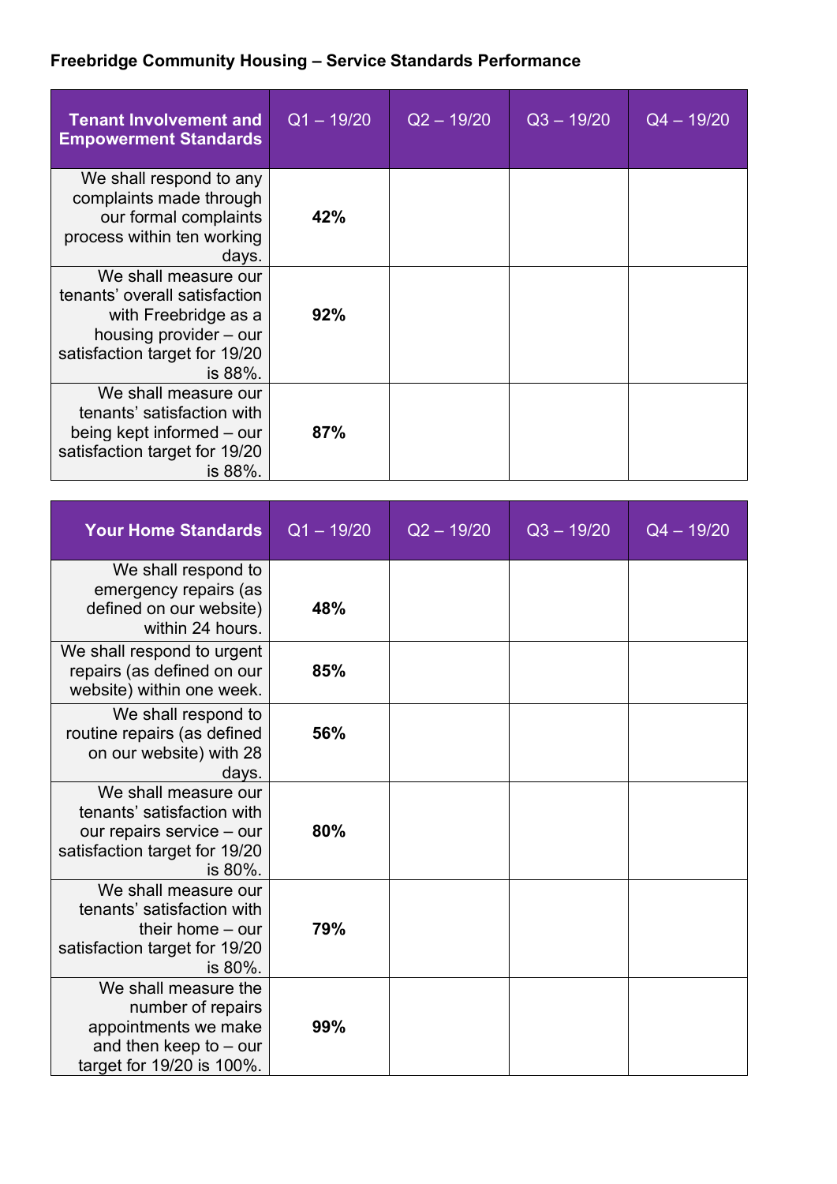## Freebridge Community Housing – Service Standards Performance

| Tenant Involvement and Empowerment Standards | Q1 – 19/20 | Q2 – 19/20 | Q3 – 19/20 | Q4 – 19/20 |
|---|---|---|---|---|
| We shall respond to any complaints made through our formal complaints process within ten working days. | **42%** | | | |
| We shall measure our tenants' overall satisfaction with Freebridge as a housing provider – our satisfaction target for 19/20 is 88%. | **92%** | | | |
| We shall measure our tenants' satisfaction with being kept informed – our satisfaction target for 19/20 is 88%. | **87%** | | | |

| Your Home Standards | Q1 – 19/20 | Q2 – 19/20 | Q3 – 19/20 | Q4 – 19/20 |
|---|---|---|---|---|
| We shall respond to emergency repairs (as defined on our website) within 24 hours. | **48%** | | | |
| We shall respond to urgent repairs (as defined on our website) within one week. | **85%** | | | |
| We shall respond to routine repairs (as defined on our website) with 28 days. | **56%** | | | |
| We shall measure our tenants' satisfaction with our repairs service – our satisfaction target for 19/20 is 80%. | **80%** | | | |
| We shall measure our tenants' satisfaction with their home – our satisfaction target for 19/20 is 80%. | **79%** | | | |
| We shall measure the number of repairs appointments we make and then keep to – our target for 19/20 is 100%. | **99%** | | | |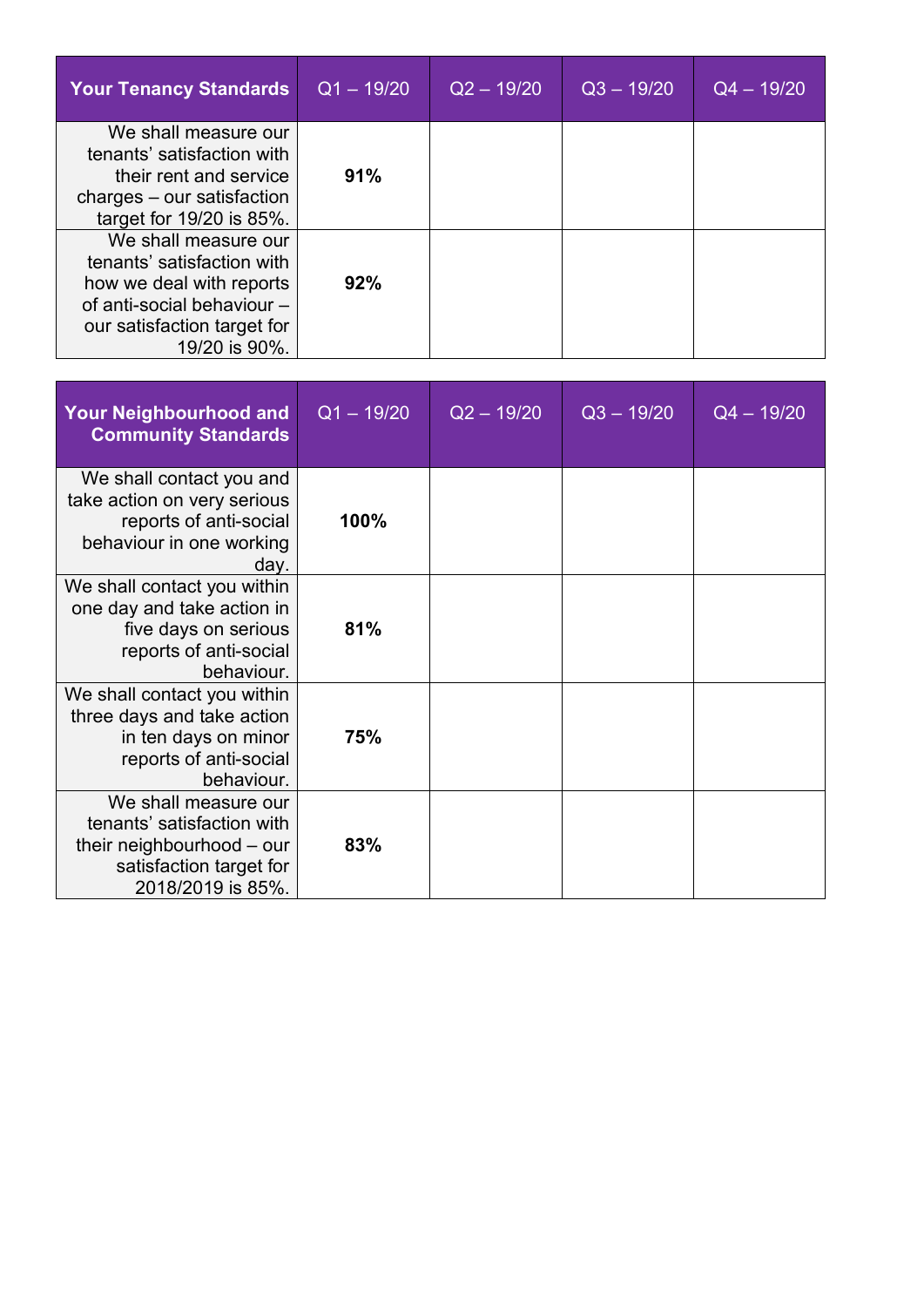| Your Tenancy Standards | Q1 – 19/20 | Q2 – 19/20 | Q3 – 19/20 | Q4 – 19/20 |
|---|---|---|---|---|
| We shall measure our tenants' satisfaction with their rent and service charges – our satisfaction target for 19/20 is 85%. | **91%** | | | |
| We shall measure our tenants' satisfaction with how we deal with reports of anti-social behaviour – our satisfaction target for 19/20 is 90%. | **92%** | | | |

| Your Neighbourhood and Community Standards | Q1 – 19/20 | Q2 – 19/20 | Q3 – 19/20 | Q4 – 19/20 |
|---|---|---|---|---|
| We shall contact you and take action on very serious reports of anti-social behaviour in one working day. | **100%** | | | |
| We shall contact you within one day and take action in five days on serious reports of anti-social behaviour. | **81%** | | | |
| We shall contact you within three days and take action in ten days on minor reports of anti-social behaviour. | **75%** | | | |
| We shall measure our tenants' satisfaction with their neighbourhood – our satisfaction target for 2018/2019 is 85%. | **83%** | | | |